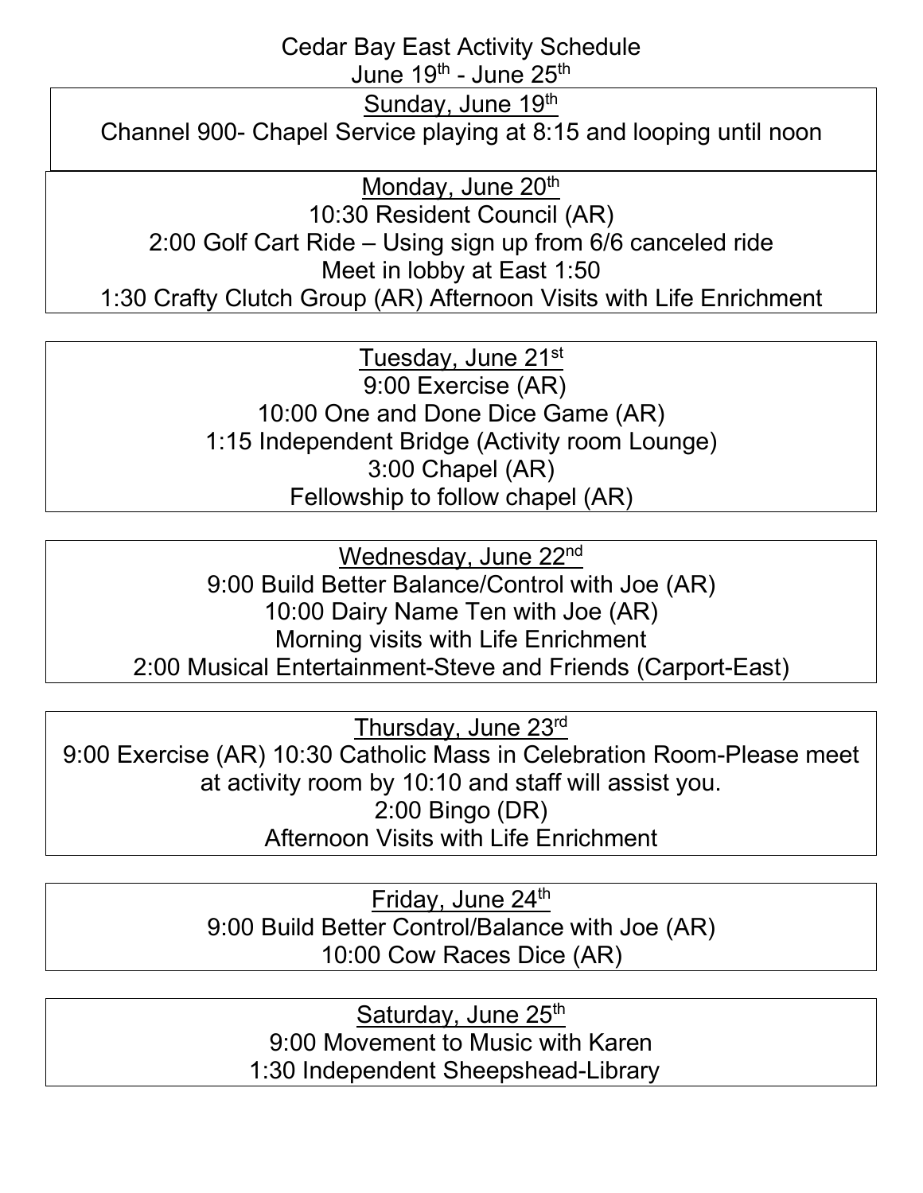# Cedar Bay East Activity Schedule

June 19th - June 25th

## Sunday, June 19th

Channel 900- Chapel Service playing at 8:15 and looping until noon

## Monday, June 20th

10:30 Resident Council (AR)

2:00 Golf Cart Ride – Using sign up from 6/6 canceled ride

Meet in lobby at East 1:50

1:30 Crafty Clutch Group (AR) Afternoon Visits with Life Enrichment

## Tuesday, June 21st

9:00 Exercise (AR)

10:00 One and Done Dice Game (AR)

1:15 Independent Bridge (Activity room Lounge)

3:00 Chapel (AR)

Fellowship to follow chapel (AR)

## Wednesday, June 22nd

9:00 Build Better Balance/Control with Joe (AR)

10:00 Dairy Name Ten with Joe (AR)

Morning visits with Life Enrichment

2:00 Musical Entertainment-Steve and Friends (Carport-East)

## Thursday, June 23rd

9:00 Exercise (AR) 10:30 Catholic Mass in Celebration Room-Please meet at activity room by 10:10 and staff will assist you.

2:00 Bingo (DR)

Afternoon Visits with Life Enrichment

## Friday, June 24th

9:00 Build Better Control/Balance with Joe (AR)

10:00 Cow Races Dice (AR)

## Saturday, June 25th

9:00 Movement to Music with Karen

1:30 Independent Sheepshead-Library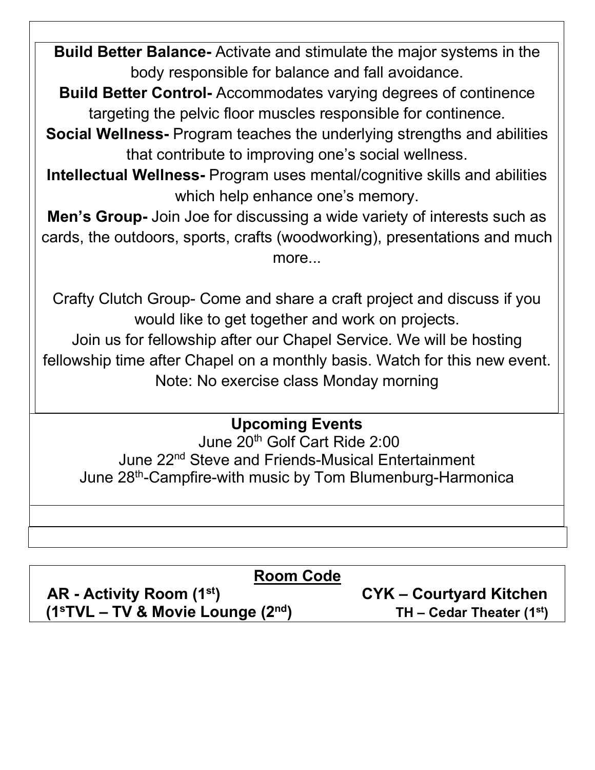**Build Better Balance-** Activate and stimulate the major systems in the body responsible for balance and fall avoidance.

**Build Better Control-** Accommodates varying degrees of continence targeting the pelvic floor muscles responsible for continence.

**Social Wellness-** Program teaches the underlying strengths and abilities that contribute to improving one's social wellness.

**Intellectual Wellness-** Program uses mental/cognitive skills and abilities which help enhance one's memory.

**Men's Group-** Join Joe for discussing a wide variety of interests such as cards, the outdoors, sports, crafts (woodworking), presentations and much more...

Crafty Clutch Group- Come and share a craft project and discuss if you would like to get together and work on projects.

Join us for fellowship after our Chapel Service. We will be hosting fellowship time after Chapel on a monthly basis. Watch for this new event.

Note: No exercise class Monday morning

## Upcoming Events

June 20th Golf Cart Ride 2:00

June 22nd Steve and Friends-Musical Entertainment

June 28th-Campfire-with music by Tom Blumenburg-Harmonica

## Room Code

**AR - Activity Room (1st)**

**CYK – Courtyard Kitchen**

**(1sTVL – TV & Movie Lounge (2nd)**

**TH – Cedar Theater (1st)**